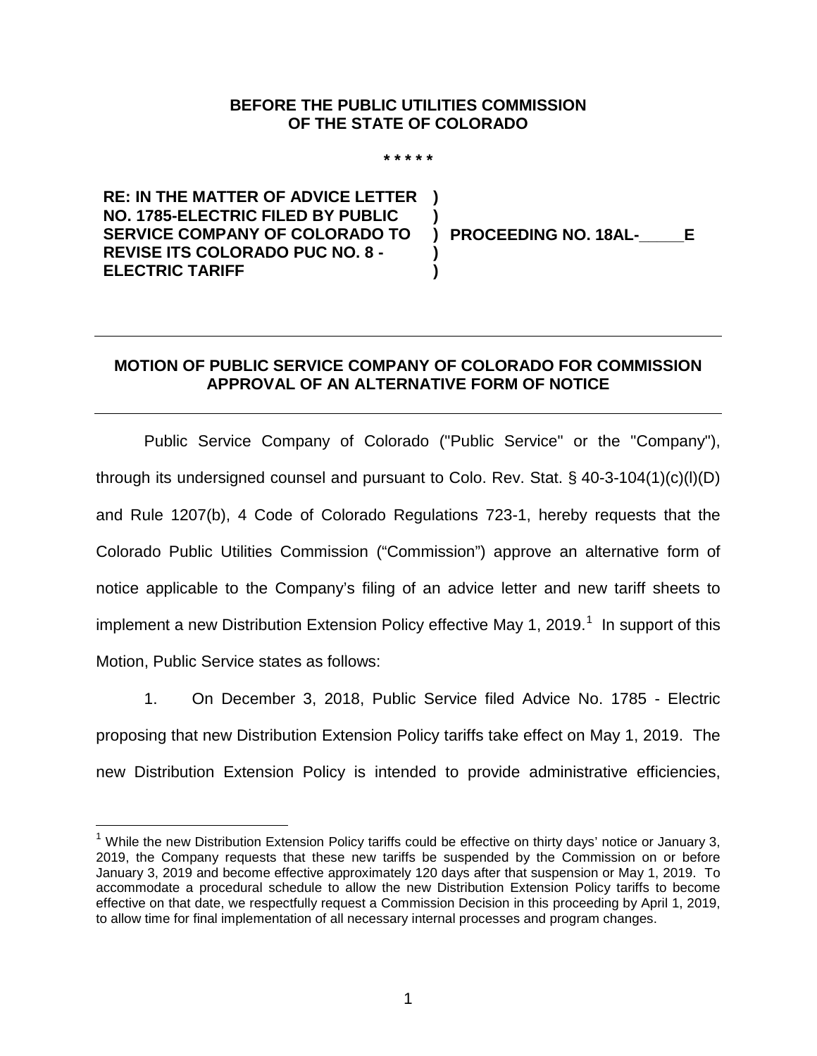**BEFORE THE PUBLIC UTILITIES COMMISSION OF THE STATE OF COLORADO**

\* \* \* \* \*

| | | |
|---|---|---|
| **RE: IN THE MATTER OF ADVICE LETTER NO. 1785-ELECTRIC FILED BY PUBLIC SERVICE COMPANY OF COLORADO TO REVISE ITS COLORADO PUC NO. 8 - ELECTRIC TARIFF** | **)<br>)<br>)<br>)<br>)** | **PROCEEDING NO. 18AL-\_\_\_\_\_E** |

---

**MOTION OF PUBLIC SERVICE COMPANY OF COLORADO FOR COMMISSION APPROVAL OF AN ALTERNATIVE FORM OF NOTICE**

---

Public Service Company of Colorado ("Public Service" or the "Company"), through its undersigned counsel and pursuant to Colo. Rev. Stat. § 40-3-104(1)(c)(I)(D) and Rule 1207(b), 4 Code of Colorado Regulations 723-1, hereby requests that the Colorado Public Utilities Commission ("Commission") approve an alternative form of notice applicable to the Company's filing of an advice letter and new tariff sheets to implement a new Distribution Extension Policy effective May 1, 2019.[1] In support of this Motion, Public Service states as follows:

1. On December 3, 2018, Public Service filed Advice No. 1785 - Electric proposing that new Distribution Extension Policy tariffs take effect on May 1, 2019. The new Distribution Extension Policy is intended to provide administrative efficiencies,

[1] While the new Distribution Extension Policy tariffs could be effective on thirty days' notice or January 3, 2019, the Company requests that these new tariffs be suspended by the Commission on or before January 3, 2019 and become effective approximately 120 days after that suspension or May 1, 2019. To accommodate a procedural schedule to allow the new Distribution Extension Policy tariffs to become effective on that date, we respectfully request a Commission Decision in this proceeding by April 1, 2019, to allow time for final implementation of all necessary internal processes and program changes.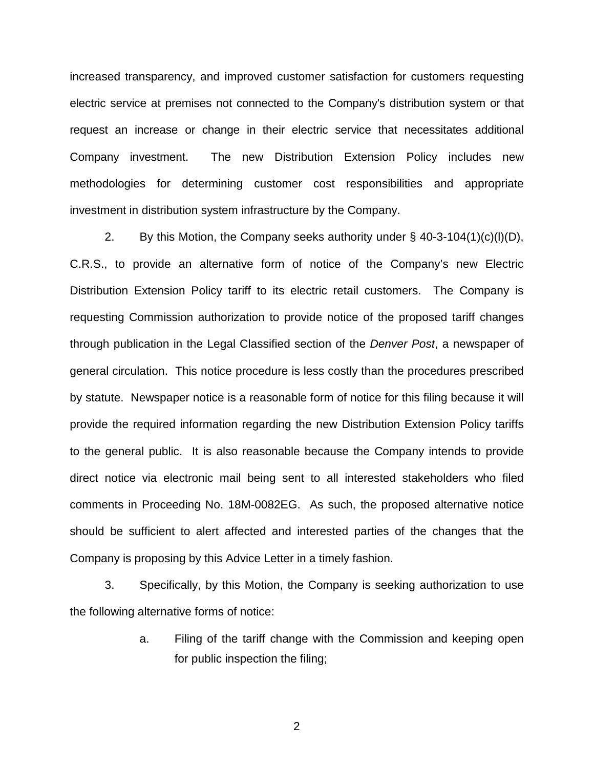increased transparency, and improved customer satisfaction for customers requesting electric service at premises not connected to the Company's distribution system or that request an increase or change in their electric service that necessitates additional Company investment. The new Distribution Extension Policy includes new methodologies for determining customer cost responsibilities and appropriate investment in distribution system infrastructure by the Company.

2. By this Motion, the Company seeks authority under § 40-3-104(1)(c)(l)(D), C.R.S., to provide an alternative form of notice of the Company's new Electric Distribution Extension Policy tariff to its electric retail customers. The Company is requesting Commission authorization to provide notice of the proposed tariff changes through publication in the Legal Classified section of the *Denver Post*, a newspaper of general circulation. This notice procedure is less costly than the procedures prescribed by statute. Newspaper notice is a reasonable form of notice for this filing because it will provide the required information regarding the new Distribution Extension Policy tariffs to the general public. It is also reasonable because the Company intends to provide direct notice via electronic mail being sent to all interested stakeholders who filed comments in Proceeding No. 18M-0082EG. As such, the proposed alternative notice should be sufficient to alert affected and interested parties of the changes that the Company is proposing by this Advice Letter in a timely fashion.

3. Specifically, by this Motion, the Company is seeking authorization to use the following alternative forms of notice:

   a. Filing of the tariff change with the Commission and keeping open for public inspection the filing;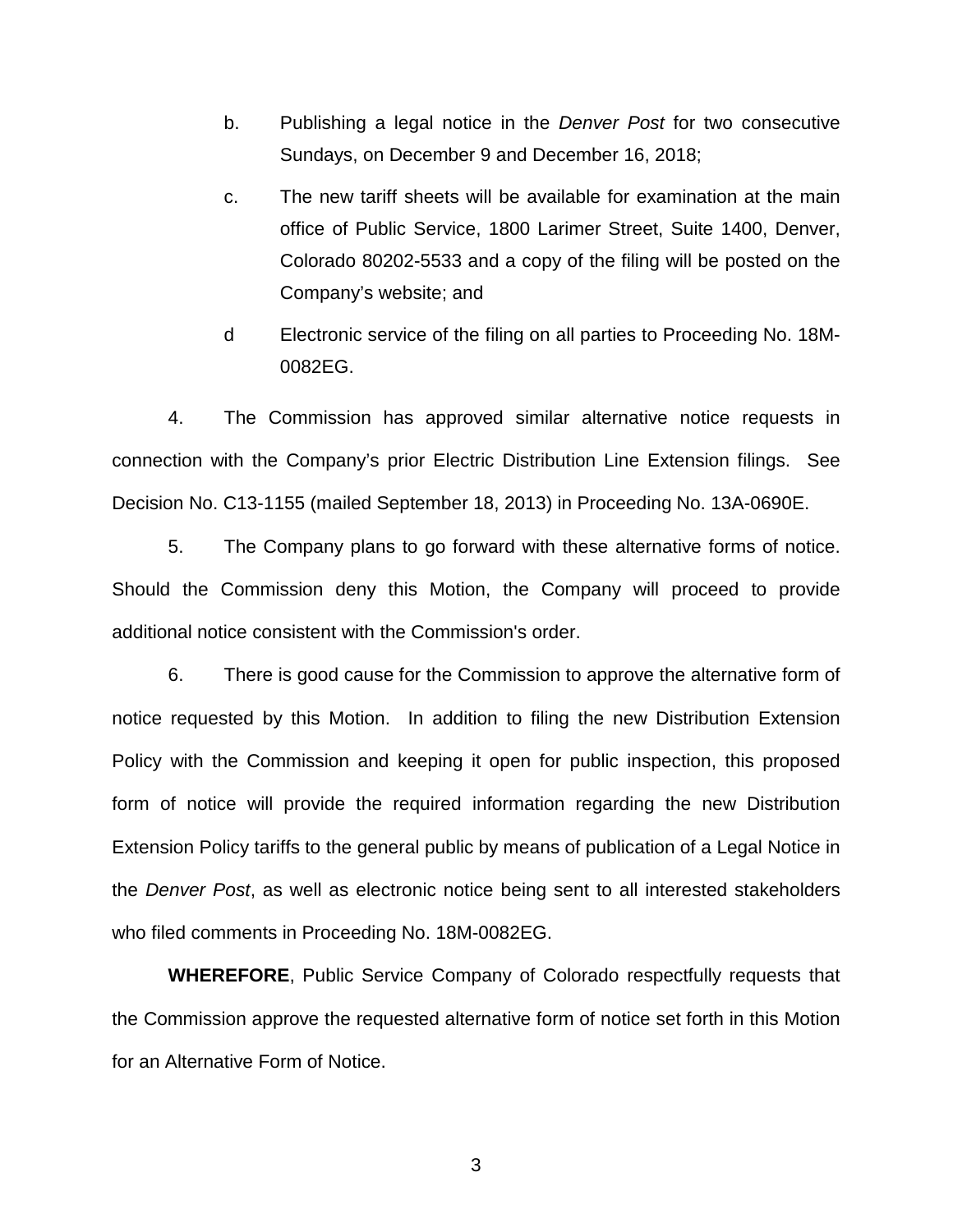b. Publishing a legal notice in the *Denver Post* for two consecutive Sundays, on December 9 and December 16, 2018;

c. The new tariff sheets will be available for examination at the main office of Public Service, 1800 Larimer Street, Suite 1400, Denver, Colorado 80202-5533 and a copy of the filing will be posted on the Company's website; and

d Electronic service of the filing on all parties to Proceeding No. 18M-0082EG.

4. The Commission has approved similar alternative notice requests in connection with the Company's prior Electric Distribution Line Extension filings. See Decision No. C13-1155 (mailed September 18, 2013) in Proceeding No. 13A-0690E.

5. The Company plans to go forward with these alternative forms of notice. Should the Commission deny this Motion, the Company will proceed to provide additional notice consistent with the Commission's order.

6. There is good cause for the Commission to approve the alternative form of notice requested by this Motion. In addition to filing the new Distribution Extension Policy with the Commission and keeping it open for public inspection, this proposed form of notice will provide the required information regarding the new Distribution Extension Policy tariffs to the general public by means of publication of a Legal Notice in the *Denver Post*, as well as electronic notice being sent to all interested stakeholders who filed comments in Proceeding No. 18M-0082EG.

**WHEREFORE**, Public Service Company of Colorado respectfully requests that the Commission approve the requested alternative form of notice set forth in this Motion for an Alternative Form of Notice.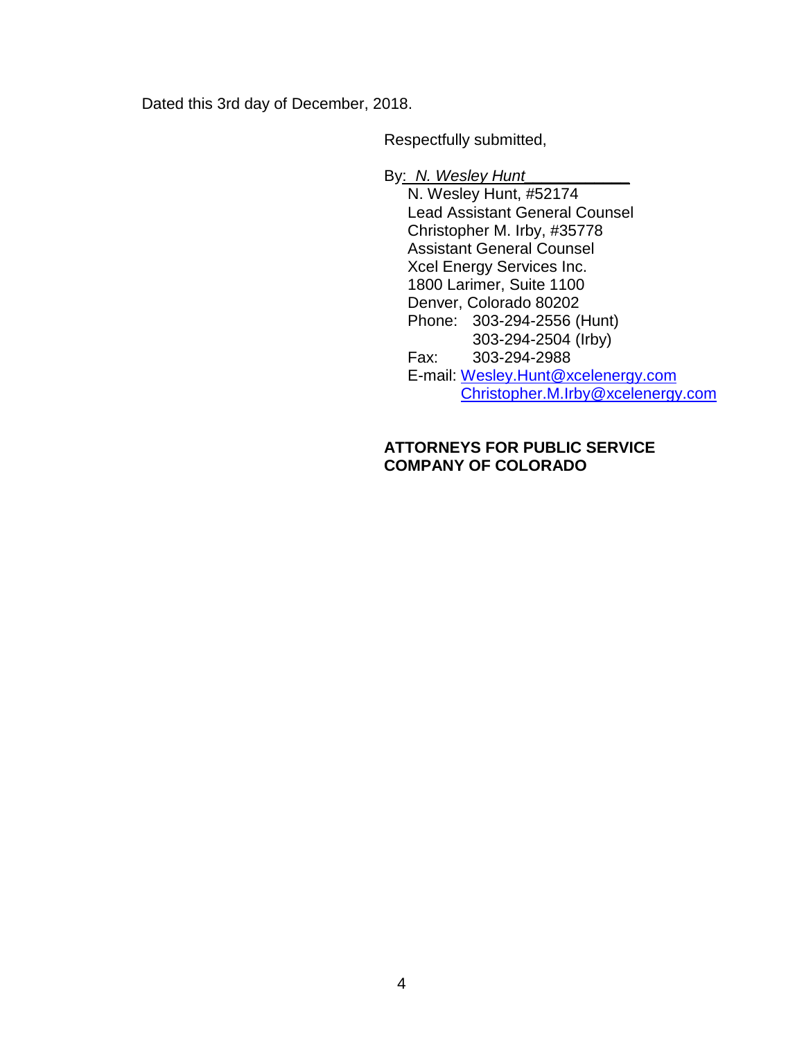Dated this 3rd day of December, 2018.

Respectfully submitted,

By: *N. Wesley Hunt*\_\_\_\_\_\_\_\_\_\_\_\_

N. Wesley Hunt, #52174
Lead Assistant General Counsel
Christopher M. Irby, #35778
Assistant General Counsel
Xcel Energy Services Inc.
1800 Larimer, Suite 1100
Denver, Colorado 80202
Phone: 303-294-2556 (Hunt)
303-294-2504 (Irby)
Fax: 303-294-2988
E-mail: Wesley.Hunt@xcelenergy.com
Christopher.M.Irby@xcelenergy.com

**ATTORNEYS FOR PUBLIC SERVICE COMPANY OF COLORADO**